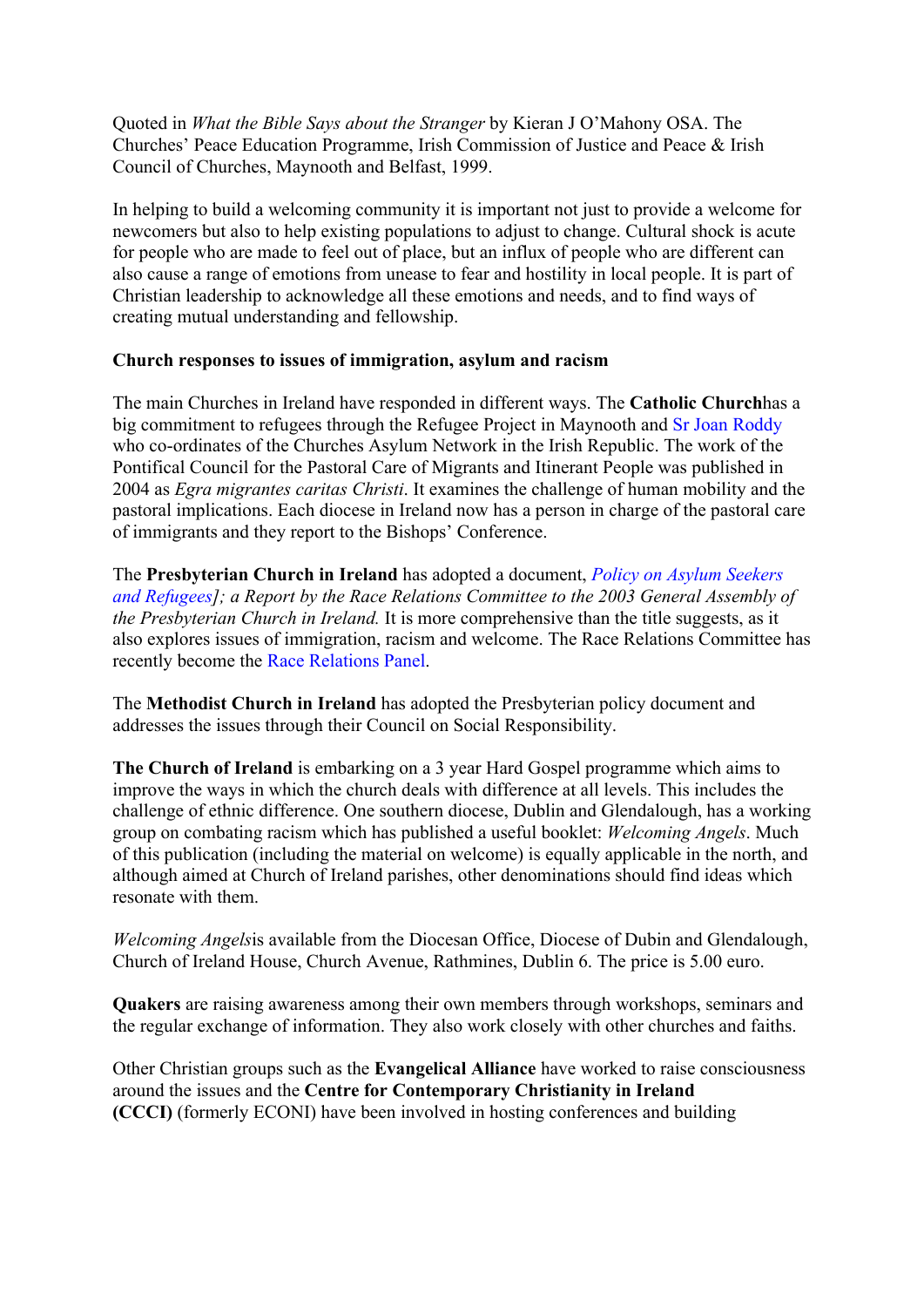Quoted in *What the Bible Says about the Stranger* by Kieran J O'Mahony OSA. The Churches' Peace Education Programme, Irish Commission of Justice and Peace & Irish Council of Churches, Maynooth and Belfast, 1999.

In helping to build a welcoming community it is important not just to provide a welcome for newcomers but also to help existing populations to adjust to change. Cultural shock is acute for people who are made to feel out of place, but an influx of people who are different can also cause a range of emotions from unease to fear and hostility in local people. It is part of Christian leadership to acknowledge all these emotions and needs, and to find ways of creating mutual understanding and fellowship.

**Church responses to issues of immigration, asylum and racism**

The main Churches in Ireland have responded in different ways. The **Catholic Church**has a big commitment to refugees through the Refugee Project in Maynooth and Sr Joan Roddy who co-ordinates of the Churches Asylum Network in the Irish Republic. The work of the Pontifical Council for the Pastoral Care of Migrants and Itinerant People was published in 2004 as *Egra migrantes caritas Christi*. It examines the challenge of human mobility and the pastoral implications. Each diocese in Ireland now has a person in charge of the pastoral care of immigrants and they report to the Bishops' Conference.

The **Presbyterian Church in Ireland** has adopted a document, *Policy on Asylum Seekers and Refugees]; a Report by the Race Relations Committee to the 2003 General Assembly of the Presbyterian Church in Ireland.* It is more comprehensive than the title suggests, as it also explores issues of immigration, racism and welcome. The Race Relations Committee has recently become the Race Relations Panel.

The **Methodist Church in Ireland** has adopted the Presbyterian policy document and addresses the issues through their Council on Social Responsibility.

**The Church of Ireland** is embarking on a 3 year Hard Gospel programme which aims to improve the ways in which the church deals with difference at all levels. This includes the challenge of ethnic difference. One southern diocese, Dublin and Glendalough, has a working group on combating racism which has published a useful booklet: *Welcoming Angels*. Much of this publication (including the material on welcome) is equally applicable in the north, and although aimed at Church of Ireland parishes, other denominations should find ideas which resonate with them.

*Welcoming Angels*is available from the Diocesan Office, Diocese of Dubin and Glendalough, Church of Ireland House, Church Avenue, Rathmines, Dublin 6. The price is 5.00 euro.

**Quakers** are raising awareness among their own members through workshops, seminars and the regular exchange of information. They also work closely with other churches and faiths.

Other Christian groups such as the **Evangelical Alliance** have worked to raise consciousness around the issues and the **Centre for Contemporary Christianity in Ireland (CCCI)** (formerly ECONI) have been involved in hosting conferences and building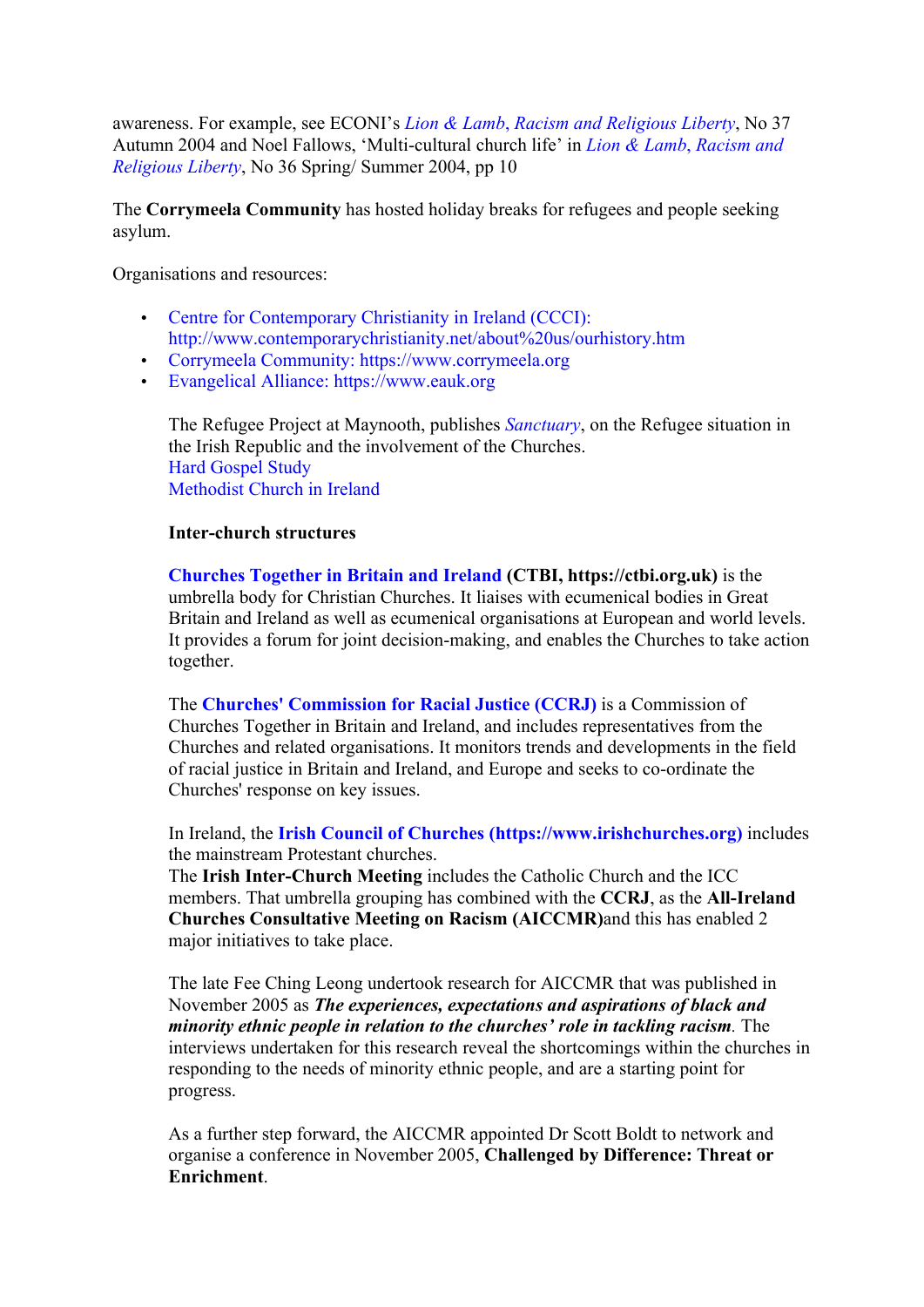awareness. For example, see ECONI's *Lion & Lamb, Racism and Religious Liberty*, No 37 Autumn 2004 and Noel Fallows, 'Multi-cultural church life' in *Lion & Lamb, Racism and Religious Liberty*, No 36 Spring/ Summer 2004, pp 10

The **Corrymeela Community** has hosted holiday breaks for refugees and people seeking asylum.

Organisations and resources:

- Centre for Contemporary Christianity in Ireland (CCCI): http://www.contemporarychristianity.net/about%20us/ourhistory.htm
- Corrymeela Community: https://www.corrymeela.org
- Evangelical Alliance: https://www.eauk.org

The Refugee Project at Maynooth, publishes *Sanctuary*, on the Refugee situation in the Irish Republic and the involvement of the Churches.
Hard Gospel Study
Methodist Church in Ireland

**Inter-church structures**

**Churches Together in Britain and Ireland (CTBI, https://ctbi.org.uk)** is the umbrella body for Christian Churches. It liaises with ecumenical bodies in Great Britain and Ireland as well as ecumenical organisations at European and world levels. It provides a forum for joint decision-making, and enables the Churches to take action together.

The **Churches' Commission for Racial Justice (CCRJ)** is a Commission of Churches Together in Britain and Ireland, and includes representatives from the Churches and related organisations. It monitors trends and developments in the field of racial justice in Britain and Ireland, and Europe and seeks to co-ordinate the Churches' response on key issues.

In Ireland, the **Irish Council of Churches (https://www.irishchurches.org)** includes the mainstream Protestant churches.
The **Irish Inter-Church Meeting** includes the Catholic Church and the ICC members. That umbrella grouping has combined with the **CCRJ**, as the **All-Ireland Churches Consultative Meeting on Racism (AICCMR)**and this has enabled 2 major initiatives to take place.

The late Fee Ching Leong undertook research for AICCMR that was published in November 2005 as ***The experiences, expectations and aspirations of black and minority ethnic people in relation to the churches' role in tackling racism***. The interviews undertaken for this research reveal the shortcomings within the churches in responding to the needs of minority ethnic people, and are a starting point for progress.

As a further step forward, the AICCMR appointed Dr Scott Boldt to network and organise a conference in November 2005, **Challenged by Difference: Threat or Enrichment**.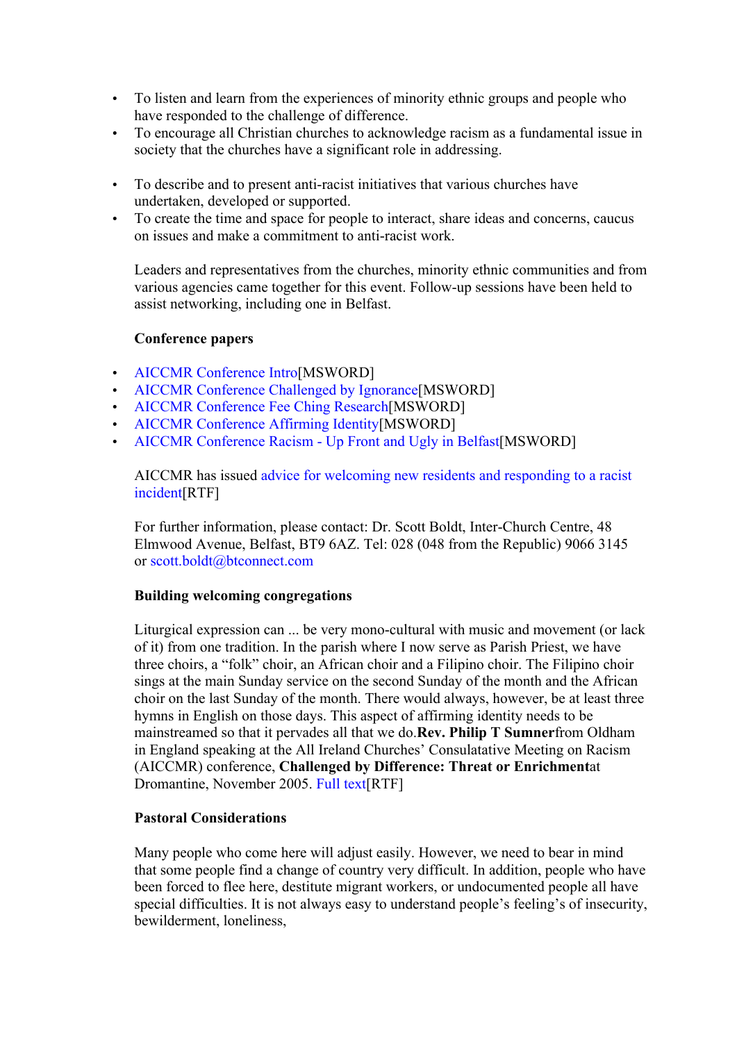- To listen and learn from the experiences of minority ethnic groups and people who have responded to the challenge of difference.
- To encourage all Christian churches to acknowledge racism as a fundamental issue in society that the churches have a significant role in addressing.

- To describe and to present anti-racist initiatives that various churches have undertaken, developed or supported.
- To create the time and space for people to interact, share ideas and concerns, caucus on issues and make a commitment to anti-racist work.

Leaders and representatives from the churches, minority ethnic communities and from various agencies came together for this event. Follow-up sessions have been held to assist networking, including one in Belfast.

**Conference papers**

- AICCMR Conference Intro[MSWORD]
- AICCMR Conference Challenged by Ignorance[MSWORD]
- AICCMR Conference Fee Ching Research[MSWORD]
- AICCMR Conference Affirming Identity[MSWORD]
- AICCMR Conference Racism - Up Front and Ugly in Belfast[MSWORD]

AICCMR has issued advice for welcoming new residents and responding to a racist incident[RTF]

For further information, please contact: Dr. Scott Boldt, Inter-Church Centre, 48 Elmwood Avenue, Belfast, BT9 6AZ. Tel: 028 (048 from the Republic) 9066 3145 or scott.boldt@btconnect.com

**Building welcoming congregations**

Liturgical expression can ... be very mono-cultural with music and movement (or lack of it) from one tradition. In the parish where I now serve as Parish Priest, we have three choirs, a "folk" choir, an African choir and a Filipino choir. The Filipino choir sings at the main Sunday service on the second Sunday of the month and the African choir on the last Sunday of the month. There would always, however, be at least three hymns in English on those days. This aspect of affirming identity needs to be mainstreamed so that it pervades all that we do.**Rev. Philip T Sumner**from Oldham in England speaking at the All Ireland Churches' Consulatative Meeting on Racism (AICCMR) conference, **Challenged by Difference: Threat or Enrichment**at Dromantine, November 2005. Full text[RTF]

**Pastoral Considerations**

Many people who come here will adjust easily. However, we need to bear in mind that some people find a change of country very difficult. In addition, people who have been forced to flee here, destitute migrant workers, or undocumented people all have special difficulties. It is not always easy to understand people's feeling's of insecurity, bewilderment, loneliness,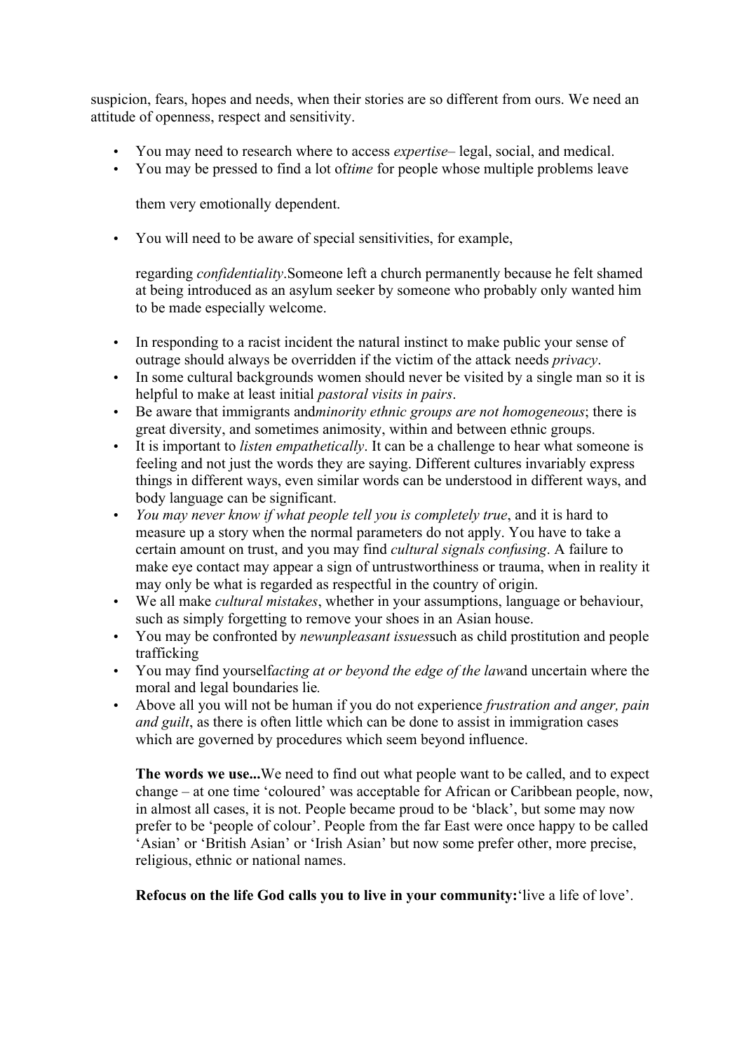suspicion, fears, hopes and needs, when their stories are so different from ours. We need an attitude of openness, respect and sensitivity.

- You may need to research where to access *expertise*– legal, social, and medical.
- You may be pressed to find a lot of *time* for people whose multiple problems leave them very emotionally dependent.
- You will need to be aware of special sensitivities, for example, regarding *confidentiality*. Someone left a church permanently because he felt shamed at being introduced as an asylum seeker by someone who probably only wanted him to be made especially welcome.
- In responding to a racist incident the natural instinct to make public your sense of outrage should always be overridden if the victim of the attack needs *privacy*.
- In some cultural backgrounds women should never be visited by a single man so it is helpful to make at least initial *pastoral visits in pairs*.
- Be aware that immigrants and *minority ethnic groups are not homogeneous*; there is great diversity, and sometimes animosity, within and between ethnic groups.
- It is important to *listen empathetically*. It can be a challenge to hear what someone is feeling and not just the words they are saying. Different cultures invariably express things in different ways, even similar words can be understood in different ways, and body language can be significant.
- *You may never know if what people tell you is completely true*, and it is hard to measure up a story when the normal parameters do not apply. You have to take a certain amount on trust, and you may find *cultural signals confusing*. A failure to make eye contact may appear a sign of untrustworthiness or trauma, when in reality it may only be what is regarded as respectful in the country of origin.
- We all make *cultural mistakes*, whether in your assumptions, language or behaviour, such as simply forgetting to remove your shoes in an Asian house.
- You may be confronted by *new unpleasant issues* such as child prostitution and people trafficking
- You may find yourself *acting at or beyond the edge of the law* and uncertain where the moral and legal boundaries lie.
- Above all you will not be human if you do not experience *frustration and anger, pain and guilt*, as there is often little which can be done to assist in immigration cases which are governed by procedures which seem beyond influence.

**The words we use...** We need to find out what people want to be called, and to expect change – at one time 'coloured' was acceptable for African or Caribbean people, now, in almost all cases, it is not. People became proud to be 'black', but some may now prefer to be 'people of colour'. People from the far East were once happy to be called 'Asian' or 'British Asian' or 'Irish Asian' but now some prefer other, more precise, religious, ethnic or national names.

**Refocus on the life God calls you to live in your community:** 'live a life of love'.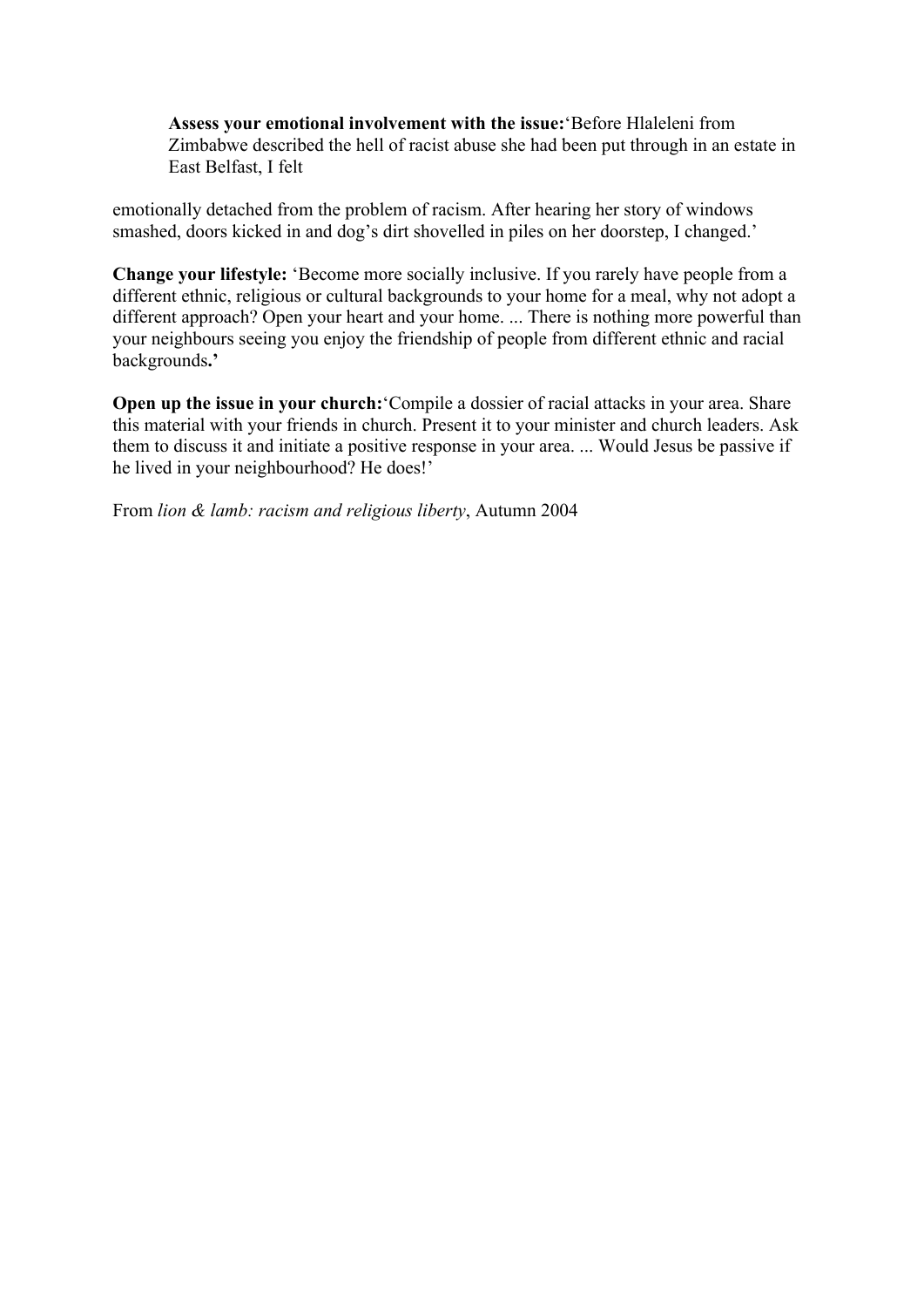**Assess your emotional involvement with the issue:**'Before Hlaleleni from Zimbabwe described the hell of racist abuse she had been put through in an estate in East Belfast, I felt emotionally detached from the problem of racism. After hearing her story of windows smashed, doors kicked in and dog's dirt shovelled in piles on her doorstep, I changed.'

**Change your lifestyle:** 'Become more socially inclusive. If you rarely have people from a different ethnic, religious or cultural backgrounds to your home for a meal, why not adopt a different approach? Open your heart and your home. ... There is nothing more powerful than your neighbours seeing you enjoy the friendship of people from different ethnic and racial backgrounds**.'**

**Open up the issue in your church:**'Compile a dossier of racial attacks in your area. Share this material with your friends in church. Present it to your minister and church leaders. Ask them to discuss it and initiate a positive response in your area. ... Would Jesus be passive if he lived in your neighbourhood? He does!'

From *lion & lamb: racism and religious liberty*, Autumn 2004